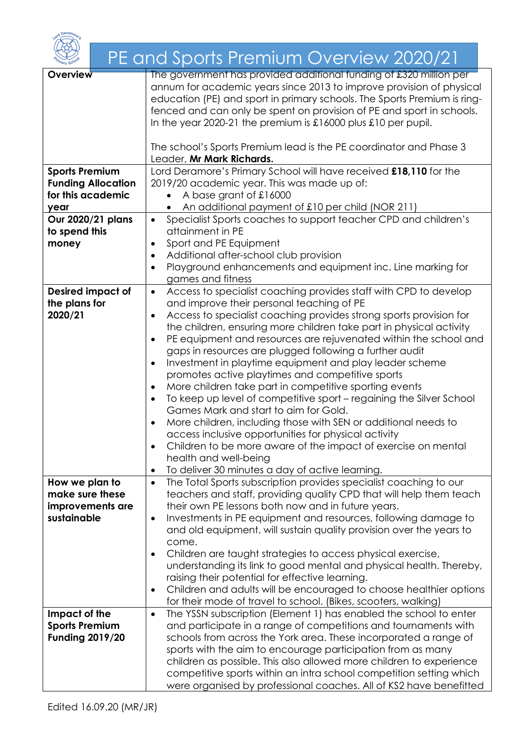# PE and Sports Premium Overview 2020/21

| | |
|---|---|
| **Overview** | The government has provided additional funding of £320 million per annum for academic years since 2013 to improve provision of physical education (PE) and sport in primary schools. The Sports Premium is ring-fenced and can only be spent on provision of PE and sport in schools. In the year 2020-21 the premium is £16000 plus £10 per pupil.<br><br>The school's Sports Premium lead is the PE coordinator and Phase 3 Leader, **Mr Mark Richards.** |
| **Sports Premium Funding Allocation for this academic year** | Lord Deramore's Primary School will have received **£18,110** for the 2019/20 academic year. This was made up of:<br>• A base grant of £16000<br>• An additional payment of £10 per child (NOR 211) |
| **Our 2020/21 plans to spend this money** | • Specialist Sports coaches to support teacher CPD and children's attainment in PE<br>• Sport and PE Equipment<br>• Additional after-school club provision<br>• Playground enhancements and equipment inc. Line marking for games and fitness |
| **Desired impact of the plans for 2020/21** | • Access to specialist coaching provides staff with CPD to develop and improve their personal teaching of PE<br>• Access to specialist coaching provides strong sports provision for the children, ensuring more children take part in physical activity<br>• PE equipment and resources are rejuvenated within the school and gaps in resources are plugged following a further audit<br>• Investment in playtime equipment and play leader scheme promotes active playtimes and competitive sports<br>• More children take part in competitive sporting events<br>• To keep up level of competitive sport – regaining the Silver School Games Mark and start to aim for Gold.<br>• More children, including those with SEN or additional needs to access inclusive opportunities for physical activity<br>• Children to be more aware of the impact of exercise on mental health and well-being<br>• To deliver 30 minutes a day of active learning. |
| **How we plan to make sure these improvements are sustainable** | • The Total Sports subscription provides specialist coaching to our teachers and staff, providing quality CPD that will help them teach their own PE lessons both now and in future years.<br>• Investments in PE equipment and resources, following damage to and old equipment, will sustain quality provision over the years to come.<br>• Children are taught strategies to access physical exercise, understanding its link to good mental and physical health. Thereby, raising their potential for effective learning.<br>• Children and adults will be encouraged to choose healthier options for their mode of travel to school. (Bikes, scooters, walking) |
| **Impact of the Sports Premium Funding 2019/20** | • The YSSN subscription (Element 1) has enabled the school to enter and participate in a range of competitions and tournaments with schools from across the York area. These incorporated a range of sports with the aim to encourage participation from as many children as possible. This also allowed more children to experience competitive sports within an intra school competition setting which were organised by professional coaches. All of KS2 have benefitted |

Edited 16.09.20 (MR/JR)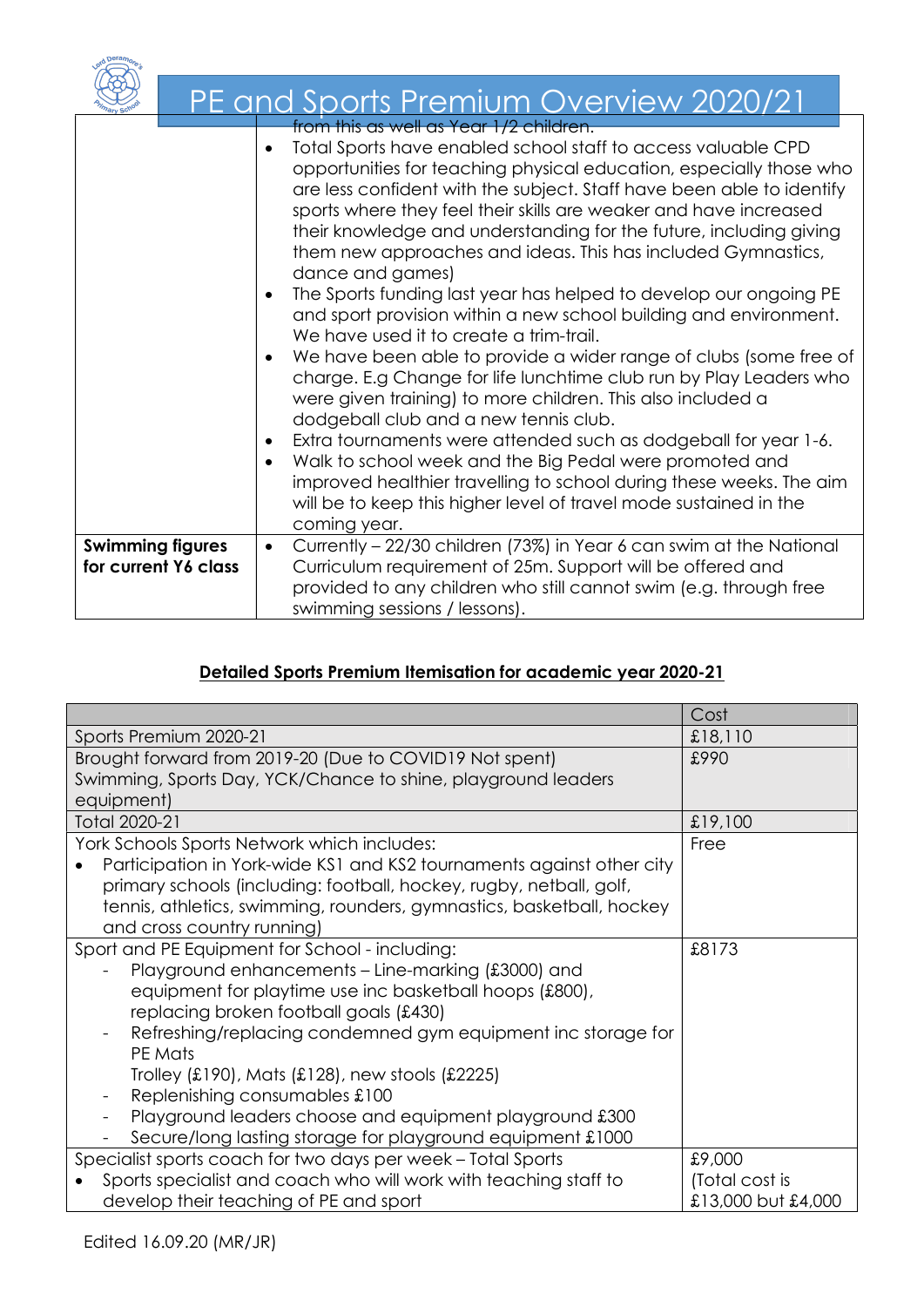# PE and Sports Premium Overview 2020/21

| | |
|---|---|
| | from this as well as Year 1/2 children.<br>• Total Sports have enabled school staff to access valuable CPD opportunities for teaching physical education, especially those who are less confident with the subject. Staff have been able to identify sports where they feel their skills are weaker and have increased their knowledge and understanding for the future, including giving them new approaches and ideas. This has included Gymnastics, dance and games)<br>• The Sports funding last year has helped to develop our ongoing PE and sport provision within a new school building and environment. We have used it to create a trim-trail.<br>• We have been able to provide a wider range of clubs (some free of charge. E.g Change for life lunchtime club run by Play Leaders who were given training) to more children. This also included a dodgeball club and a new tennis club.<br>• Extra tournaments were attended such as dodgeball for year 1-6.<br>• Walk to school week and the Big Pedal were promoted and improved healthier travelling to school during these weeks. The aim will be to keep this higher level of travel mode sustained in the coming year. |
| **Swimming figures for current Y6 class** | • Currently – 22/30 children (73%) in Year 6 can swim at the National Curriculum requirement of 25m. Support will be offered and provided to any children who still cannot swim (e.g. through free swimming sessions / lessons). |

## Detailed Sports Premium Itemisation for academic year 2020-21

| | Cost |
|---|---|
| Sports Premium 2020-21 | £18,110 |
| Brought forward from 2019-20 (Due to COVID19 Not spent) Swimming, Sports Day, YCK/Chance to shine, playground leaders equipment) | £990 |
| Total 2020-21 | £19,100 |
| York Schools Sports Network which includes:<br>• Participation in York-wide KS1 and KS2 tournaments against other city primary schools (including: football, hockey, rugby, netball, golf, tennis, athletics, swimming, rounders, gymnastics, basketball, hockey and cross country running) | Free |
| Sport and PE Equipment for School - including:<br>- Playground enhancements – Line-marking (£3000) and equipment for playtime use inc basketball hoops (£800), replacing broken football goals (£430)<br>- Refreshing/replacing condemned gym equipment inc storage for PE Mats Trolley (£190), Mats (£128), new stools (£2225)<br>- Replenishing consumables £100<br>- Playground leaders choose and equipment playground £300<br>- Secure/long lasting storage for playground equipment £1000 | £8173 |
| Specialist sports coach for two days per week – Total Sports<br>• Sports specialist and coach who will work with teaching staff to develop their teaching of PE and sport | £9,000 (Total cost is £13,000 but £4,000 |

Edited 16.09.20 (MR/JR)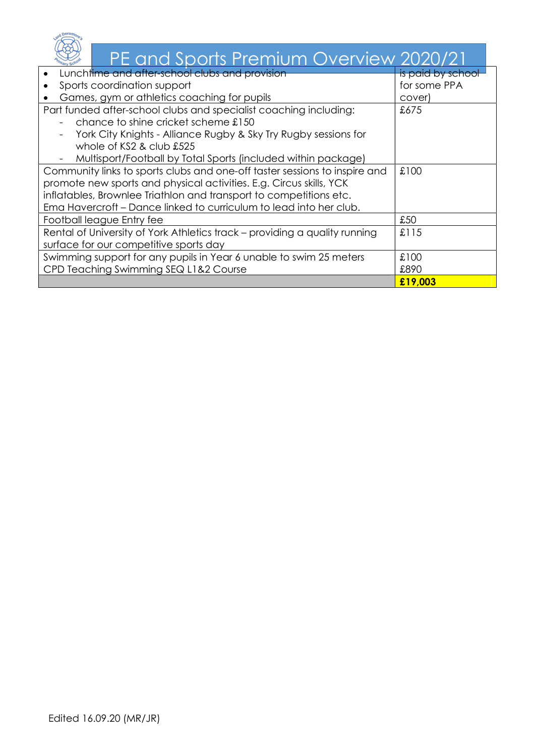# PE and Sports Premium Overview 2020/21

| | |
|---|---|
| • Lunchtime and after-school clubs and provision<br>• Sports coordination support<br>• Games, gym or athletics coaching for pupils | is paid by school for some PPA cover) |
| Part funded after-school clubs and specialist coaching including:<br>- chance to shine cricket scheme £150<br>- York City Knights - Alliance Rugby & Sky Try Rugby sessions for whole of KS2 & club £525<br>- Multisport/Football by Total Sports (included within package) | £675 |
| Community links to sports clubs and one-off taster sessions to inspire and promote new sports and physical activities. E.g. Circus skills, YCK inflatables, Brownlee Triathlon and transport to competitions etc. Ema Havercroft – Dance linked to curriculum to lead into her club. | £100 |
| Football league Entry fee | £50 |
| Rental of University of York Athletics track – providing a quality running surface for our competitive sports day | £115 |
| Swimming support for any pupils in Year 6 unable to swim 25 meters<br>CPD Teaching Swimming SEQ L1&2 Course | £100<br>£890 |
| | **£19,003** |

Edited 16.09.20 (MR/JR)